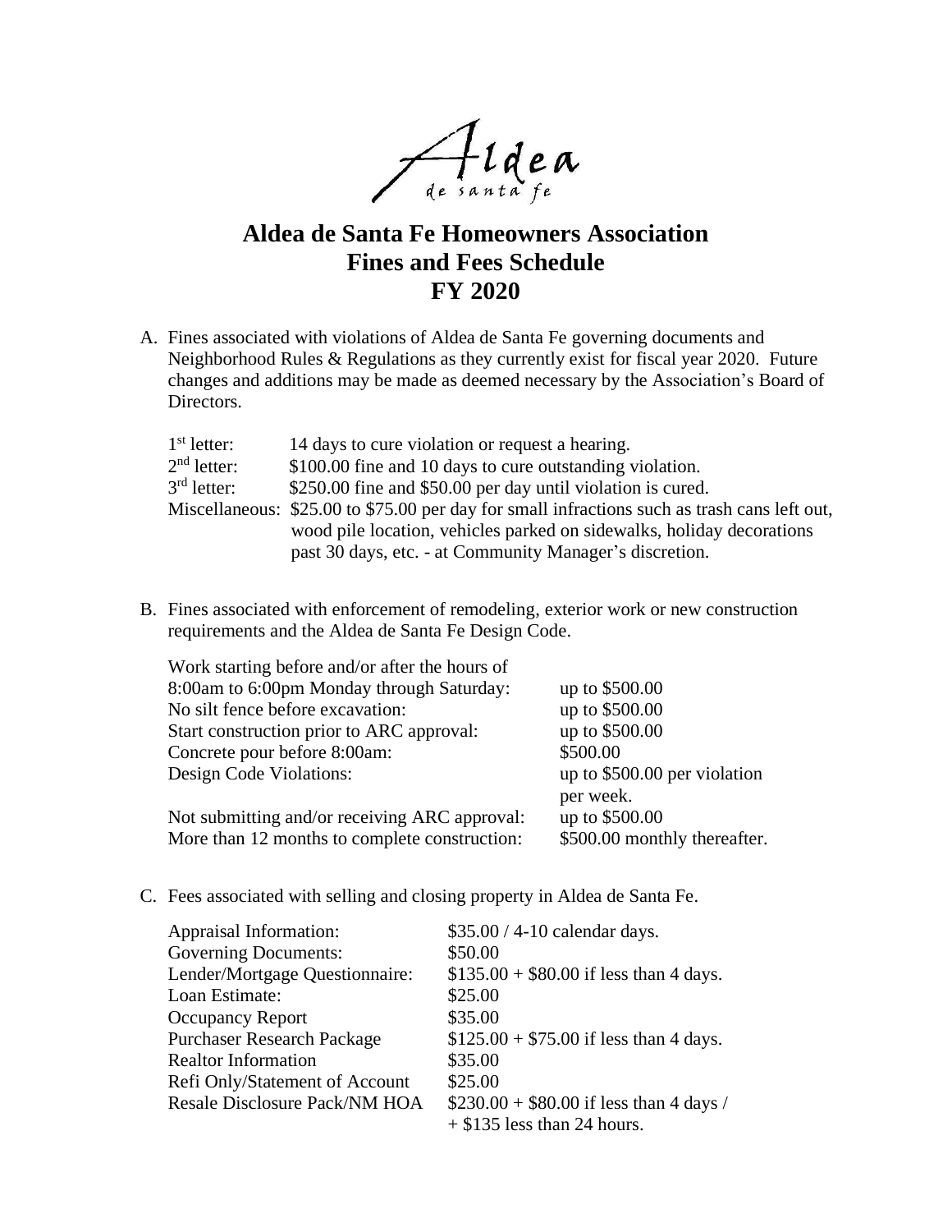Aldea de santa fe

# Aldea de Santa Fe Homeowners Association
# Fines and Fees Schedule
# FY 2020

A. Fines associated with violations of Aldea de Santa Fe governing documents and Neighborhood Rules & Regulations as they currently exist for fiscal year 2020. Future changes and additions may be made as deemed necessary by the Association's Board of Directors.

| | |
|---|---|
| 1st letter: | 14 days to cure violation or request a hearing. |
| 2nd letter: | $100.00 fine and 10 days to cure outstanding violation. |
| 3rd letter: | $250.00 fine and $50.00 per day until violation is cured. |
| Miscellaneous: | $25.00 to $75.00 per day for small infractions such as trash cans left out, wood pile location, vehicles parked on sidewalks, holiday decorations past 30 days, etc. - at Community Manager's discretion. |

B. Fines associated with enforcement of remodeling, exterior work or new construction requirements and the Aldea de Santa Fe Design Code.

| | |
|---|---|
| Work starting before and/or after the hours of 8:00am to 6:00pm Monday through Saturday: | up to $500.00 |
| No silt fence before excavation: | up to $500.00 |
| Start construction prior to ARC approval: | up to $500.00 |
| Concrete pour before 8:00am: | $500.00 |
| Design Code Violations: | up to $500.00 per violation per week. |
| Not submitting and/or receiving ARC approval: | up to $500.00 |
| More than 12 months to complete construction: | $500.00 monthly thereafter. |

C. Fees associated with selling and closing property in Aldea de Santa Fe.

| | |
|---|---|
| Appraisal Information: | $35.00 / 4-10 calendar days. |
| Governing Documents: | $50.00 |
| Lender/Mortgage Questionnaire: | $135.00 + $80.00 if less than 4 days. |
| Loan Estimate: | $25.00 |
| Occupancy Report | $35.00 |
| Purchaser Research Package | $125.00 + $75.00 if less than 4 days. |
| Realtor Information | $35.00 |
| Refi Only/Statement of Account | $25.00 |
| Resale Disclosure Pack/NM HOA | $230.00 + $80.00 if less than 4 days / + $135 less than 24 hours. |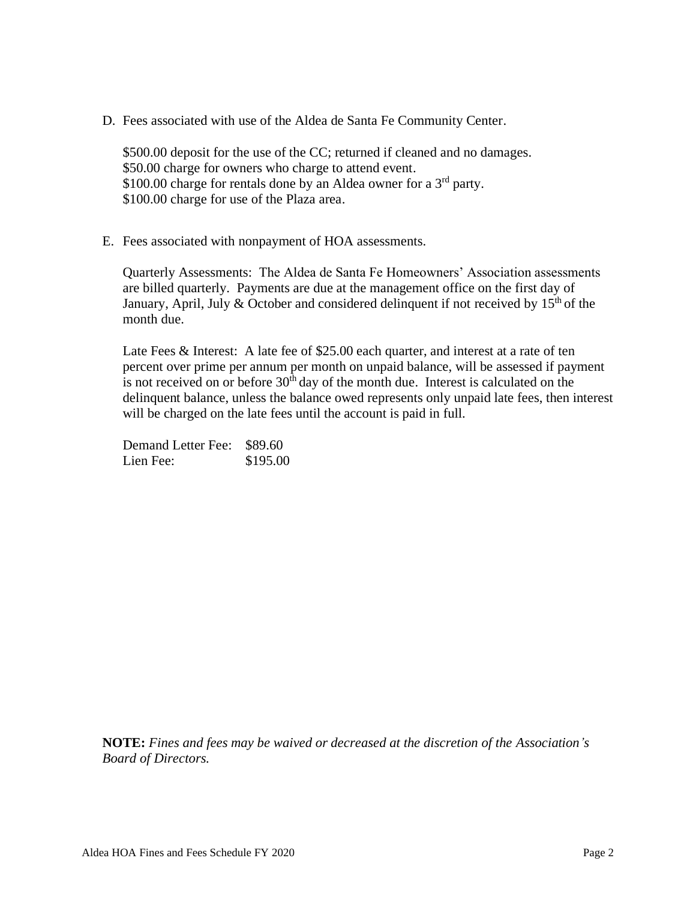D. Fees associated with use of the Aldea de Santa Fe Community Center.

$500.00 deposit for the use of the CC; returned if cleaned and no damages.
$50.00 charge for owners who charge to attend event.
$100.00 charge for rentals done by an Aldea owner for a 3rd party.
$100.00 charge for use of the Plaza area.

E. Fees associated with nonpayment of HOA assessments.

Quarterly Assessments: The Aldea de Santa Fe Homeowners' Association assessments are billed quarterly. Payments are due at the management office on the first day of January, April, July & October and considered delinquent if not received by 15th of the month due.

Late Fees & Interest: A late fee of $25.00 each quarter, and interest at a rate of ten percent over prime per annum per month on unpaid balance, will be assessed if payment is not received on or before 30th day of the month due. Interest is calculated on the delinquent balance, unless the balance owed represents only unpaid late fees, then interest will be charged on the late fees until the account is paid in full.

| | |
|---|---|
| Demand Letter Fee: | $89.60 |
| Lien Fee: | $195.00 |

**NOTE:** *Fines and fees may be waived or decreased at the discretion of the Association's Board of Directors.*